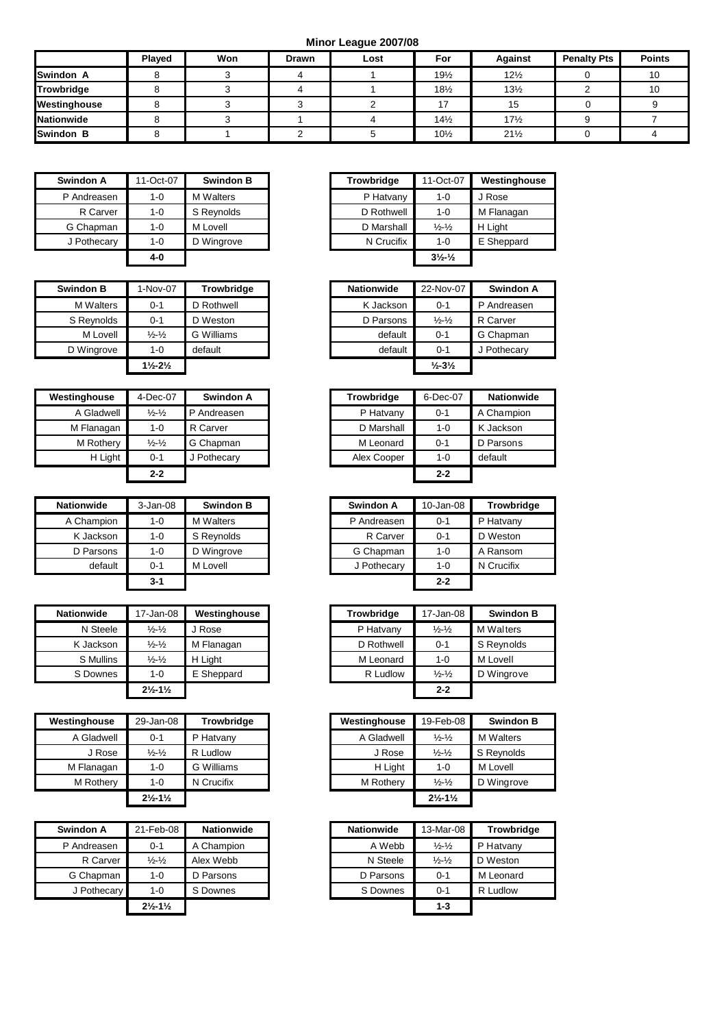# Minor League 2007/08

| | Played | Won | Drawn | Lost | For | Against | Penalty Pts | Points |
|---|---|---|---|---|---|---|---|---|
| **Swindon A** | 8 | 3 | 4 | 1 | 19½ | 12½ | 0 | 10 |
| **Trowbridge** | 8 | 3 | 4 | 1 | 18½ | 13½ | 2 | 10 |
| **Westinghouse** | 8 | 3 | 3 | 2 | 17 | 15 | 0 | 9 |
| **Nationwide** | 8 | 3 | 1 | 4 | 14½ | 17½ | 9 | 7 |
| **Swindon B** | 8 | 1 | 2 | 5 | 10½ | 21½ | 0 | 4 |

| Swindon A | 11-Oct-07 | Swindon B |
|---|---|---|
| P Andreasen | 1-0 | M Walters |
| R Carver | 1-0 | S Reynolds |
| G Chapman | 1-0 | M Lovell |
| J Pothecary | 1-0 | D Wingrove |
| | **4-0** | |

| Trowbridge | 11-Oct-07 | Westinghouse |
|---|---|---|
| P Hatvany | 1-0 | J Rose |
| D Rothwell | 1-0 | M Flanagan |
| D Marshall | ½-½ | H Light |
| N Crucifix | 1-0 | E Sheppard |
| | **3½-½** | |

| Swindon B | 1-Nov-07 | Trowbridge |
|---|---|---|
| M Walters | 0-1 | D Rothwell |
| S Reynolds | 0-1 | D Weston |
| M Lovell | ½-½ | G Williams |
| D Wingrove | 1-0 | default |
| | **1½-2½** | |

| Nationwide | 22-Nov-07 | Swindon A |
|---|---|---|
| K Jackson | 0-1 | P Andreasen |
| D Parsons | ½-½ | R Carver |
| default | 0-1 | G Chapman |
| default | 0-1 | J Pothecary |
| | **½-3½** | |

| Westinghouse | 4-Dec-07 | Swindon A |
|---|---|---|
| A Gladwell | ½-½ | P Andreasen |
| M Flanagan | 1-0 | R Carver |
| M Rothery | ½-½ | G Chapman |
| H Light | 0-1 | J Pothecary |
| | **2-2** | |

| Trowbridge | 6-Dec-07 | Nationwide |
|---|---|---|
| P Hatvany | 0-1 | A Champion |
| D Marshall | 1-0 | K Jackson |
| M Leonard | 0-1 | D Parsons |
| Alex Cooper | 1-0 | default |
| | **2-2** | |

| Nationwide | 3-Jan-08 | Swindon B |
|---|---|---|
| A Champion | 1-0 | M Walters |
| K Jackson | 1-0 | S Reynolds |
| D Parsons | 1-0 | D Wingrove |
| default | 0-1 | M Lovell |
| | **3-1** | |

| Swindon A | 10-Jan-08 | Trowbridge |
|---|---|---|
| P Andreasen | 0-1 | P Hatvany |
| R Carver | 0-1 | D Weston |
| G Chapman | 1-0 | A Ransom |
| J Pothecary | 1-0 | N Crucifix |
| | **2-2** | |

| Nationwide | 17-Jan-08 | Westinghouse |
|---|---|---|
| N Steele | ½-½ | J Rose |
| K Jackson | ½-½ | M Flanagan |
| S Mullins | ½-½ | H Light |
| S Downes | 1-0 | E Sheppard |
| | **2½-1½** | |

| Trowbridge | 17-Jan-08 | Swindon B |
|---|---|---|
| P Hatvany | ½-½ | M Walters |
| D Rothwell | 0-1 | S Reynolds |
| M Leonard | 1-0 | M Lovell |
| R Ludlow | ½-½ | D Wingrove |
| | **2-2** | |

| Westinghouse | 29-Jan-08 | Trowbridge |
|---|---|---|
| A Gladwell | 0-1 | P Hatvany |
| J Rose | ½-½ | R Ludlow |
| M Flanagan | 1-0 | G Williams |
| M Rothery | 1-0 | N Crucifix |
| | **2½-1½** | |

| Westinghouse | 19-Feb-08 | Swindon B |
|---|---|---|
| A Gladwell | ½-½ | M Walters |
| J Rose | ½-½ | S Reynolds |
| H Light | 1-0 | M Lovell |
| M Rothery | ½-½ | D Wingrove |
| | **2½-1½** | |

| Swindon A | 21-Feb-08 | Nationwide |
|---|---|---|
| P Andreasen | 0-1 | A Champion |
| R Carver | ½-½ | Alex Webb |
| G Chapman | 1-0 | D Parsons |
| J Pothecary | 1-0 | S Downes |
| | **2½-1½** | |

| Nationwide | 13-Mar-08 | Trowbridge |
|---|---|---|
| A Webb | ½-½ | P Hatvany |
| N Steele | ½-½ | D Weston |
| D Parsons | 0-1 | M Leonard |
| S Downes | 0-1 | R Ludlow |
| | **1-3** | |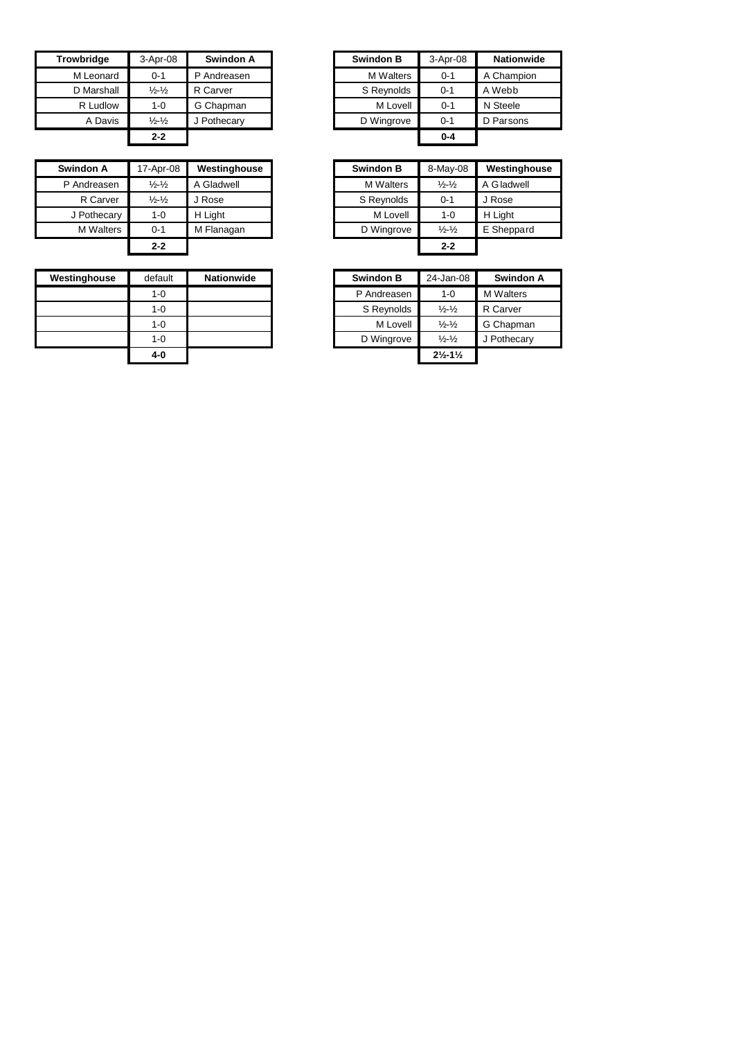| Trowbridge | 3-Apr-08 | Swindon A |
|---|---|---|
| M Leonard | 0-1 | P Andreasen |
| D Marshall | ½-½ | R Carver |
| R Ludlow | 1-0 | G Chapman |
| A Davis | ½-½ | J Pothecary |
| | **2-2** | |

| Swindon B | 3-Apr-08 | Nationwide |
|---|---|---|
| M Walters | 0-1 | A Champion |
| S Reynolds | 0-1 | A Webb |
| M Lovell | 0-1 | N Steele |
| D Wingrove | 0-1 | D Parsons |
| | **0-4** | |

| Swindon A | 17-Apr-08 | Westinghouse |
|---|---|---|
| P Andreasen | ½-½ | A Gladwell |
| R Carver | ½-½ | J Rose |
| J Pothecary | 1-0 | H Light |
| M Walters | 0-1 | M Flanagan |
| | **2-2** | |

| Swindon B | 8-May-08 | Westinghouse |
|---|---|---|
| M Walters | ½-½ | A Gladwell |
| S Reynolds | 0-1 | J Rose |
| M Lovell | 1-0 | H Light |
| D Wingrove | ½-½ | E Sheppard |
| | **2-2** | |

| Westinghouse | default | Nationwide |
|---|---|---|
| | 1-0 | |
| | 1-0 | |
| | 1-0 | |
| | 1-0 | |
| | **4-0** | |

| Swindon B | 24-Jan-08 | Swindon A |
|---|---|---|
| P Andreasen | 1-0 | M Walters |
| S Reynolds | ½-½ | R Carver |
| M Lovell | ½-½ | G Chapman |
| D Wingrove | ½-½ | J Pothecary |
| | **2½-1½** | |